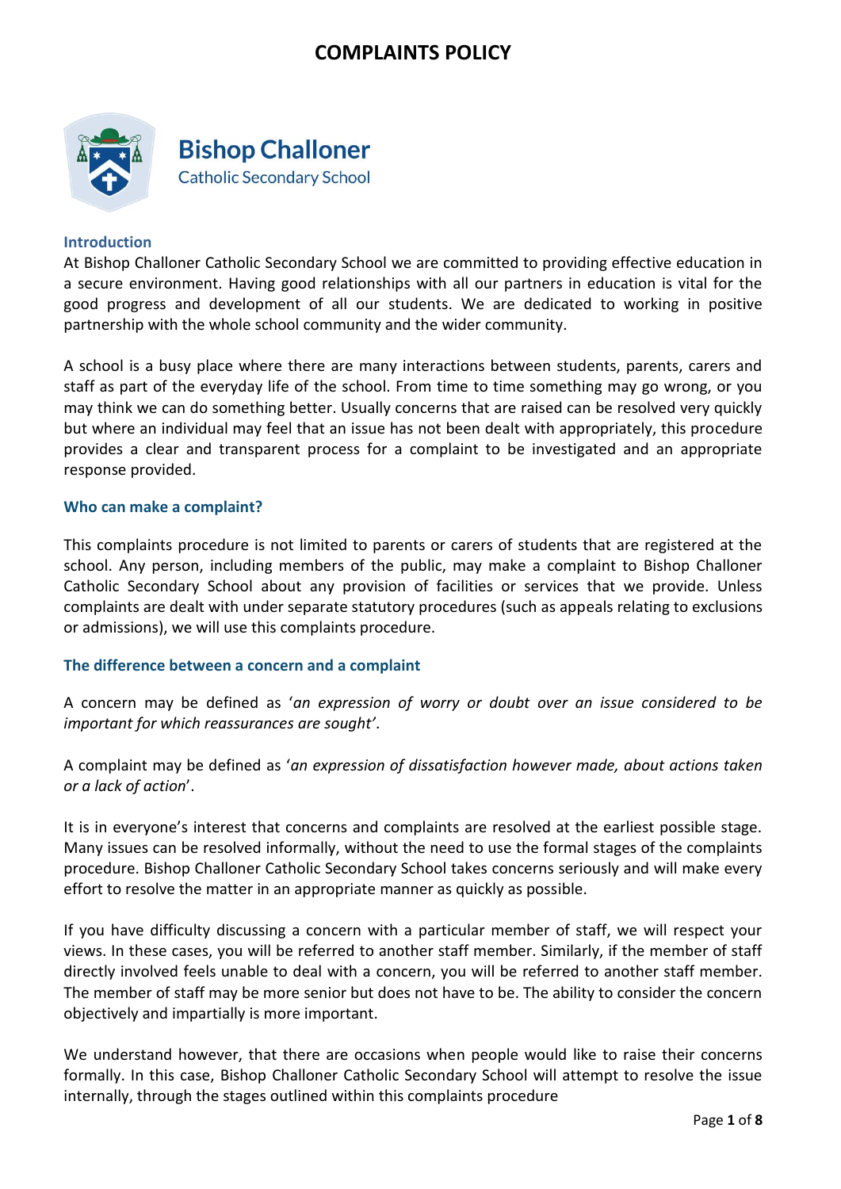# COMPLAINTS POLICY

**Bishop Challoner**
Catholic Secondary School

## Introduction

At Bishop Challoner Catholic Secondary School we are committed to providing effective education in a secure environment. Having good relationships with all our partners in education is vital for the good progress and development of all our students. We are dedicated to working in positive partnership with the whole school community and the wider community.

A school is a busy place where there are many interactions between students, parents, carers and staff as part of the everyday life of the school. From time to time something may go wrong, or you may think we can do something better. Usually concerns that are raised can be resolved very quickly but where an individual may feel that an issue has not been dealt with appropriately, this procedure provides a clear and transparent process for a complaint to be investigated and an appropriate response provided.

## Who can make a complaint?

This complaints procedure is not limited to parents or carers of students that are registered at the school. Any person, including members of the public, may make a complaint to Bishop Challoner Catholic Secondary School about any provision of facilities or services that we provide. Unless complaints are dealt with under separate statutory procedures (such as appeals relating to exclusions or admissions), we will use this complaints procedure.

## The difference between a concern and a complaint

A concern may be defined as '*an expression of worry or doubt over an issue considered to be important for which reassurances are sought*'.

A complaint may be defined as '*an expression of dissatisfaction however made, about actions taken or a lack of action*'.

It is in everyone's interest that concerns and complaints are resolved at the earliest possible stage. Many issues can be resolved informally, without the need to use the formal stages of the complaints procedure. Bishop Challoner Catholic Secondary School takes concerns seriously and will make every effort to resolve the matter in an appropriate manner as quickly as possible.

If you have difficulty discussing a concern with a particular member of staff, we will respect your views. In these cases, you will be referred to another staff member. Similarly, if the member of staff directly involved feels unable to deal with a concern, you will be referred to another staff member. The member of staff may be more senior but does not have to be. The ability to consider the concern objectively and impartially is more important.

We understand however, that there are occasions when people would like to raise their concerns formally. In this case, Bishop Challoner Catholic Secondary School will attempt to resolve the issue internally, through the stages outlined within this complaints procedure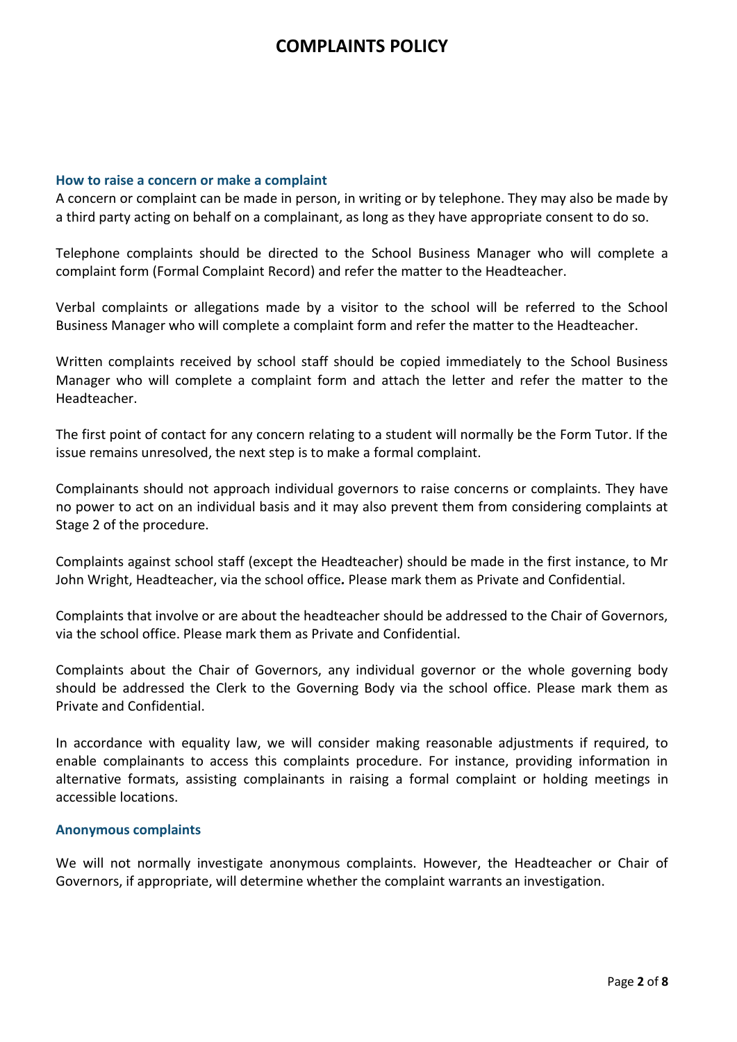## How to raise a concern or make a complaint

A concern or complaint can be made in person, in writing or by telephone. They may also be made by a third party acting on behalf on a complainant, as long as they have appropriate consent to do so.

Telephone complaints should be directed to the School Business Manager who will complete a complaint form (Formal Complaint Record) and refer the matter to the Headteacher.

Verbal complaints or allegations made by a visitor to the school will be referred to the School Business Manager who will complete a complaint form and refer the matter to the Headteacher.

Written complaints received by school staff should be copied immediately to the School Business Manager who will complete a complaint form and attach the letter and refer the matter to the Headteacher.

The first point of contact for any concern relating to a student will normally be the Form Tutor. If the issue remains unresolved, the next step is to make a formal complaint.

Complainants should not approach individual governors to raise concerns or complaints. They have no power to act on an individual basis and it may also prevent them from considering complaints at Stage 2 of the procedure.

Complaints against school staff (except the Headteacher) should be made in the first instance, to Mr John Wright, Headteacher, via the school office**.** Please mark them as Private and Confidential.

Complaints that involve or are about the headteacher should be addressed to the Chair of Governors, via the school office. Please mark them as Private and Confidential.

Complaints about the Chair of Governors, any individual governor or the whole governing body should be addressed the Clerk to the Governing Body via the school office. Please mark them as Private and Confidential.

In accordance with equality law, we will consider making reasonable adjustments if required, to enable complainants to access this complaints procedure. For instance, providing information in alternative formats, assisting complainants in raising a formal complaint or holding meetings in accessible locations.

## Anonymous complaints

We will not normally investigate anonymous complaints. However, the Headteacher or Chair of Governors, if appropriate, will determine whether the complaint warrants an investigation.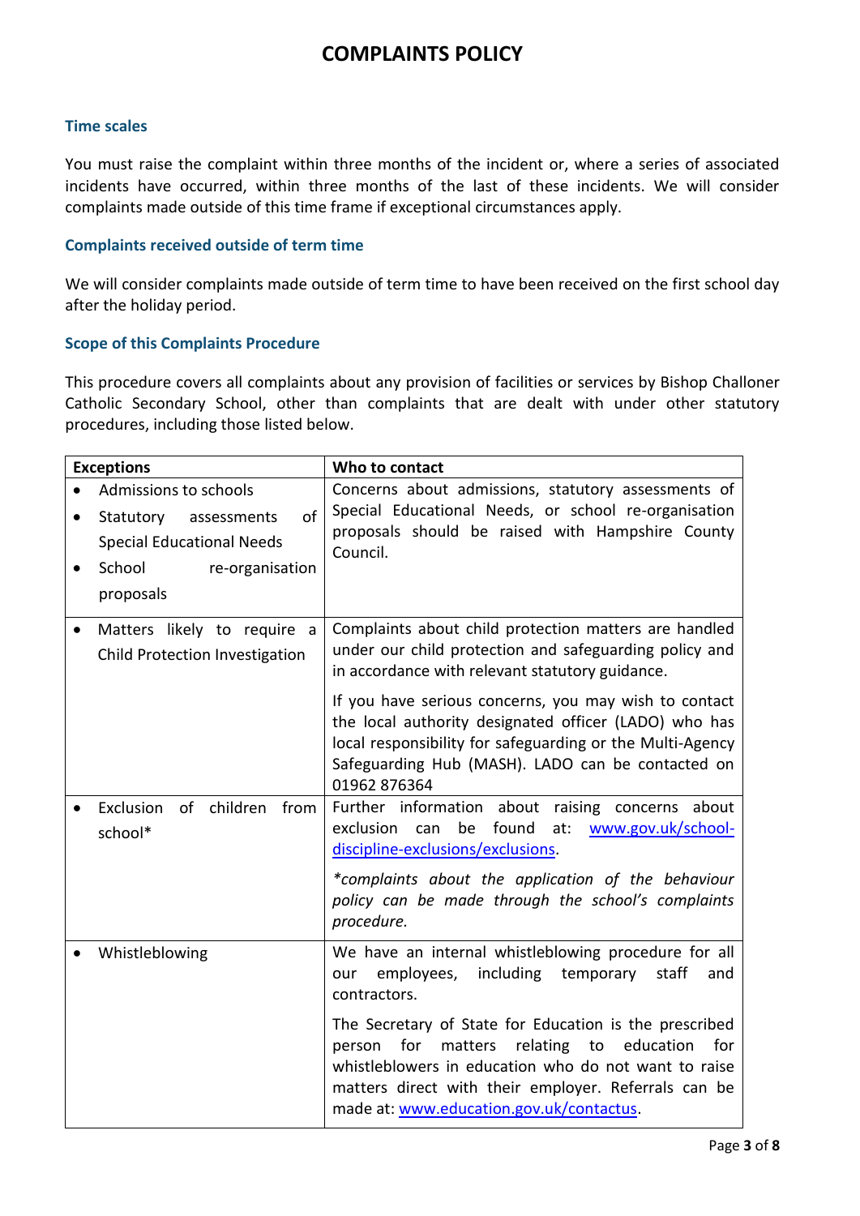### Time scales

You must raise the complaint within three months of the incident or, where a series of associated incidents have occurred, within three months of the last of these incidents. We will consider complaints made outside of this time frame if exceptional circumstances apply.

### Complaints received outside of term time

We will consider complaints made outside of term time to have been received on the first school day after the holiday period.

### Scope of this Complaints Procedure

This procedure covers all complaints about any provision of facilities or services by Bishop Challoner Catholic Secondary School, other than complaints that are dealt with under other statutory procedures, including those listed below.

| Exceptions | Who to contact |
|---|---|
| • Admissions to schools<br>• Statutory assessments of Special Educational Needs<br>• School re-organisation proposals | Concerns about admissions, statutory assessments of Special Educational Needs, or school re-organisation proposals should be raised with Hampshire County Council. |
| • Matters likely to require a Child Protection Investigation | Complaints about child protection matters are handled under our child protection and safeguarding policy and in accordance with relevant statutory guidance.<br><br>If you have serious concerns, you may wish to contact the local authority designated officer (LADO) who has local responsibility for safeguarding or the Multi-Agency Safeguarding Hub (MASH). LADO can be contacted on 01962 876364 |
| • Exclusion of children from school* | Further information about raising concerns about exclusion can be found at: [www.gov.uk/school-discipline-exclusions/exclusions](www.gov.uk/school-discipline-exclusions/exclusions).<br><br>*\*complaints about the application of the behaviour policy can be made through the school's complaints procedure.* |
| • Whistleblowing | We have an internal whistleblowing procedure for all our employees, including temporary staff and contractors.<br><br>The Secretary of State for Education is the prescribed person for matters relating to education for whistleblowers in education who do not want to raise matters direct with their employer. Referrals can be made at: [www.education.gov.uk/contactus](www.education.gov.uk/contactus). |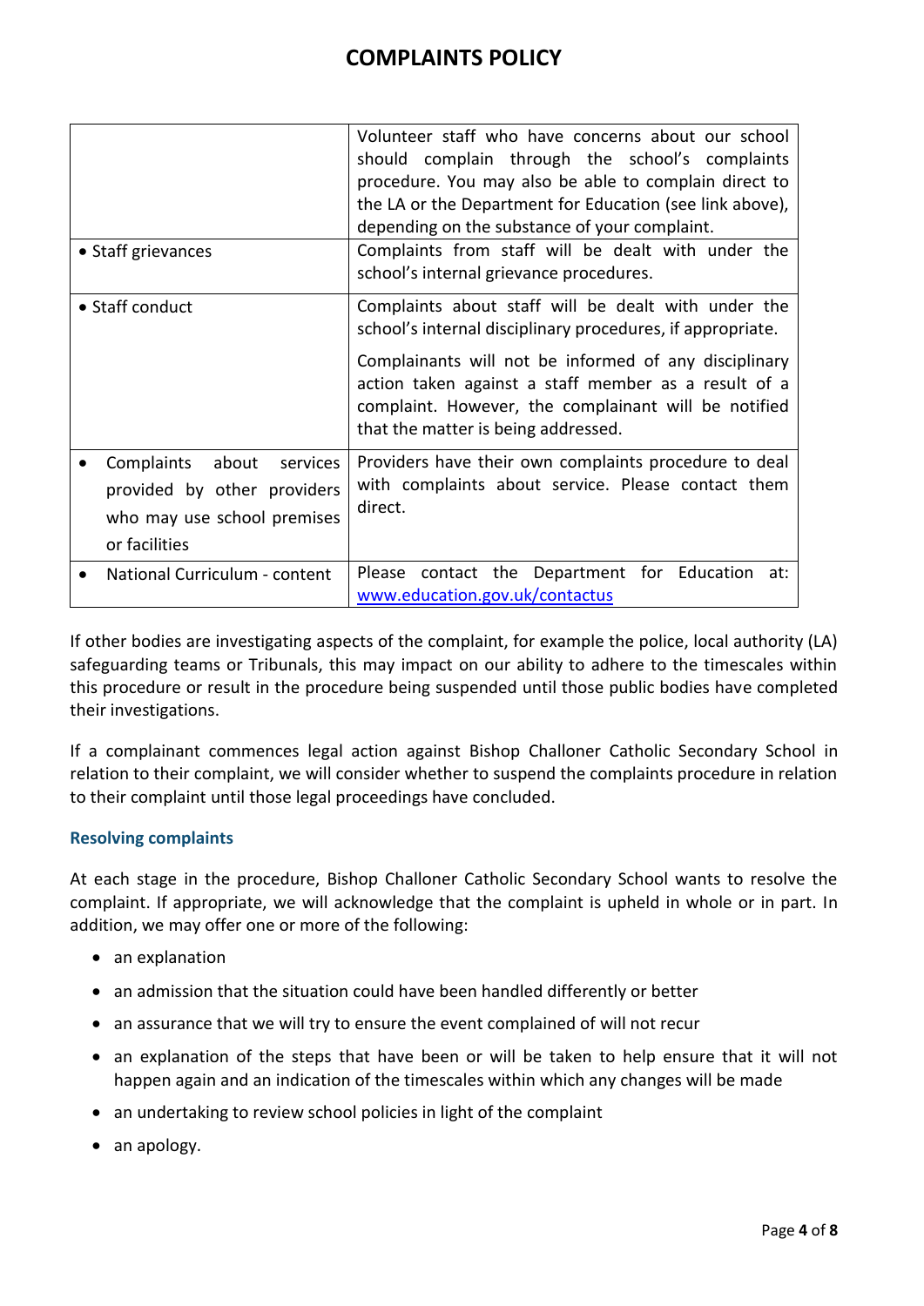| | |
|---|---|
| | Volunteer staff who have concerns about our school should complain through the school's complaints procedure. You may also be able to complain direct to the LA or the Department for Education (see link above), depending on the substance of your complaint. |
| • Staff grievances | Complaints from staff will be dealt with under the school's internal grievance procedures. |
| • Staff conduct | Complaints about staff will be dealt with under the school's internal disciplinary procedures, if appropriate.<br><br>Complainants will not be informed of any disciplinary action taken against a staff member as a result of a complaint. However, the complainant will be notified that the matter is being addressed. |
| • Complaints about services provided by other providers who may use school premises or facilities | Providers have their own complaints procedure to deal with complaints about service. Please contact them direct. |
| • National Curriculum - content | Please contact the Department for Education at: [www.education.gov.uk/contactus](www.education.gov.uk/contactus) |

If other bodies are investigating aspects of the complaint, for example the police, local authority (LA) safeguarding teams or Tribunals, this may impact on our ability to adhere to the timescales within this procedure or result in the procedure being suspended until those public bodies have completed their investigations.

If a complainant commences legal action against Bishop Challoner Catholic Secondary School in relation to their complaint, we will consider whether to suspend the complaints procedure in relation to their complaint until those legal proceedings have concluded.

### Resolving complaints

At each stage in the procedure, Bishop Challoner Catholic Secondary School wants to resolve the complaint. If appropriate, we will acknowledge that the complaint is upheld in whole or in part. In addition, we may offer one or more of the following:

- an explanation
- an admission that the situation could have been handled differently or better
- an assurance that we will try to ensure the event complained of will not recur
- an explanation of the steps that have been or will be taken to help ensure that it will not happen again and an indication of the timescales within which any changes will be made
- an undertaking to review school policies in light of the complaint
- an apology.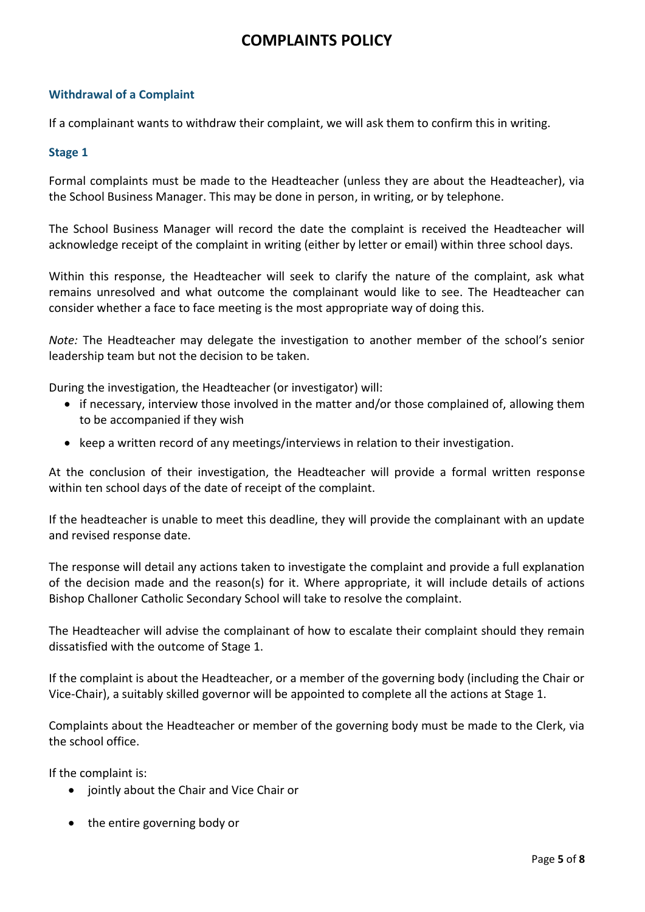## Withdrawal of a Complaint

If a complainant wants to withdraw their complaint, we will ask them to confirm this in writing.

## Stage 1

Formal complaints must be made to the Headteacher (unless they are about the Headteacher), via the School Business Manager. This may be done in person, in writing, or by telephone.

The School Business Manager will record the date the complaint is received the Headteacher will acknowledge receipt of the complaint in writing (either by letter or email) within three school days.

Within this response, the Headteacher will seek to clarify the nature of the complaint, ask what remains unresolved and what outcome the complainant would like to see. The Headteacher can consider whether a face to face meeting is the most appropriate way of doing this.

*Note:* The Headteacher may delegate the investigation to another member of the school's senior leadership team but not the decision to be taken.

During the investigation, the Headteacher (or investigator) will:

- if necessary, interview those involved in the matter and/or those complained of, allowing them to be accompanied if they wish
- keep a written record of any meetings/interviews in relation to their investigation.

At the conclusion of their investigation, the Headteacher will provide a formal written response within ten school days of the date of receipt of the complaint.

If the headteacher is unable to meet this deadline, they will provide the complainant with an update and revised response date.

The response will detail any actions taken to investigate the complaint and provide a full explanation of the decision made and the reason(s) for it. Where appropriate, it will include details of actions Bishop Challoner Catholic Secondary School will take to resolve the complaint.

The Headteacher will advise the complainant of how to escalate their complaint should they remain dissatisfied with the outcome of Stage 1.

If the complaint is about the Headteacher, or a member of the governing body (including the Chair or Vice-Chair), a suitably skilled governor will be appointed to complete all the actions at Stage 1.

Complaints about the Headteacher or member of the governing body must be made to the Clerk, via the school office.

If the complaint is:

- jointly about the Chair and Vice Chair or
- the entire governing body or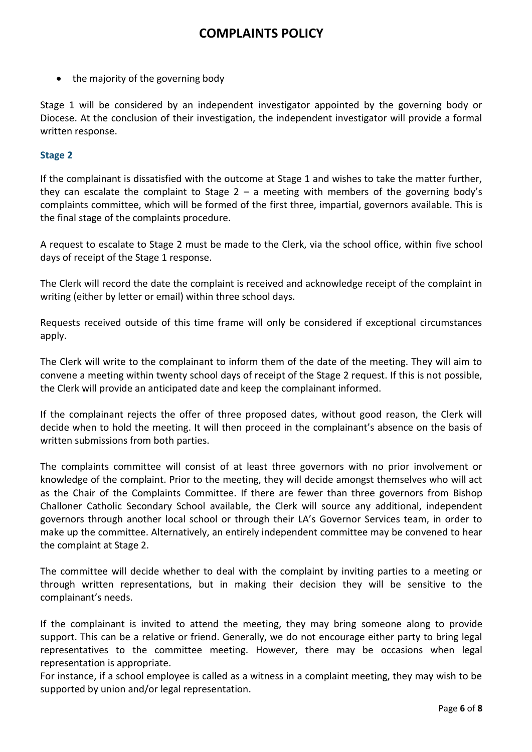- the majority of the governing body

Stage 1 will be considered by an independent investigator appointed by the governing body or Diocese. At the conclusion of their investigation, the independent investigator will provide a formal written response.

### Stage 2

If the complainant is dissatisfied with the outcome at Stage 1 and wishes to take the matter further, they can escalate the complaint to Stage 2 – a meeting with members of the governing body's complaints committee, which will be formed of the first three, impartial, governors available. This is the final stage of the complaints procedure.

A request to escalate to Stage 2 must be made to the Clerk, via the school office, within five school days of receipt of the Stage 1 response.

The Clerk will record the date the complaint is received and acknowledge receipt of the complaint in writing (either by letter or email) within three school days.

Requests received outside of this time frame will only be considered if exceptional circumstances apply.

The Clerk will write to the complainant to inform them of the date of the meeting. They will aim to convene a meeting within twenty school days of receipt of the Stage 2 request. If this is not possible, the Clerk will provide an anticipated date and keep the complainant informed.

If the complainant rejects the offer of three proposed dates, without good reason, the Clerk will decide when to hold the meeting. It will then proceed in the complainant's absence on the basis of written submissions from both parties.

The complaints committee will consist of at least three governors with no prior involvement or knowledge of the complaint. Prior to the meeting, they will decide amongst themselves who will act as the Chair of the Complaints Committee. If there are fewer than three governors from Bishop Challoner Catholic Secondary School available, the Clerk will source any additional, independent governors through another local school or through their LA's Governor Services team, in order to make up the committee. Alternatively, an entirely independent committee may be convened to hear the complaint at Stage 2.

The committee will decide whether to deal with the complaint by inviting parties to a meeting or through written representations, but in making their decision they will be sensitive to the complainant's needs.

If the complainant is invited to attend the meeting, they may bring someone along to provide support. This can be a relative or friend. Generally, we do not encourage either party to bring legal representatives to the committee meeting. However, there may be occasions when legal representation is appropriate.
For instance, if a school employee is called as a witness in a complaint meeting, they may wish to be supported by union and/or legal representation.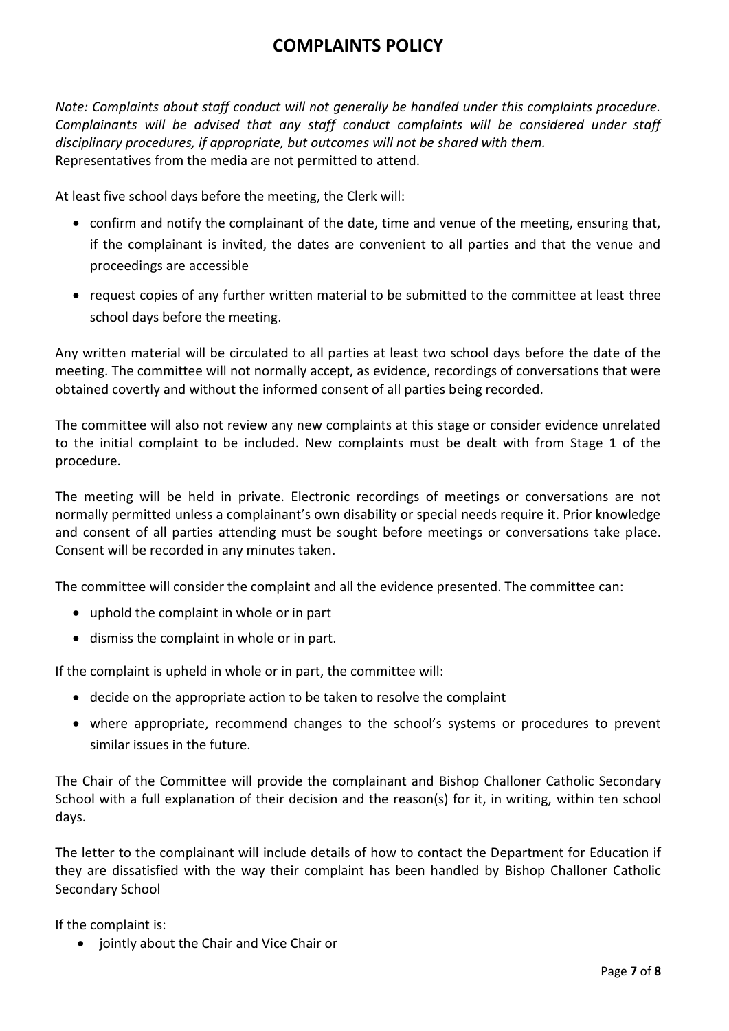# COMPLAINTS POLICY

*Note: Complaints about staff conduct will not generally be handled under this complaints procedure. Complainants will be advised that any staff conduct complaints will be considered under staff disciplinary procedures, if appropriate, but outcomes will not be shared with them.*
Representatives from the media are not permitted to attend.

At least five school days before the meeting, the Clerk will:

- confirm and notify the complainant of the date, time and venue of the meeting, ensuring that, if the complainant is invited, the dates are convenient to all parties and that the venue and proceedings are accessible
- request copies of any further written material to be submitted to the committee at least three school days before the meeting.

Any written material will be circulated to all parties at least two school days before the date of the meeting. The committee will not normally accept, as evidence, recordings of conversations that were obtained covertly and without the informed consent of all parties being recorded.

The committee will also not review any new complaints at this stage or consider evidence unrelated to the initial complaint to be included. New complaints must be dealt with from Stage 1 of the procedure.

The meeting will be held in private. Electronic recordings of meetings or conversations are not normally permitted unless a complainant's own disability or special needs require it. Prior knowledge and consent of all parties attending must be sought before meetings or conversations take place. Consent will be recorded in any minutes taken.

The committee will consider the complaint and all the evidence presented. The committee can:

- uphold the complaint in whole or in part
- dismiss the complaint in whole or in part.

If the complaint is upheld in whole or in part, the committee will:

- decide on the appropriate action to be taken to resolve the complaint
- where appropriate, recommend changes to the school's systems or procedures to prevent similar issues in the future.

The Chair of the Committee will provide the complainant and Bishop Challoner Catholic Secondary School with a full explanation of their decision and the reason(s) for it, in writing, within ten school days.

The letter to the complainant will include details of how to contact the Department for Education if they are dissatisfied with the way their complaint has been handled by Bishop Challoner Catholic Secondary School

If the complaint is:

- jointly about the Chair and Vice Chair or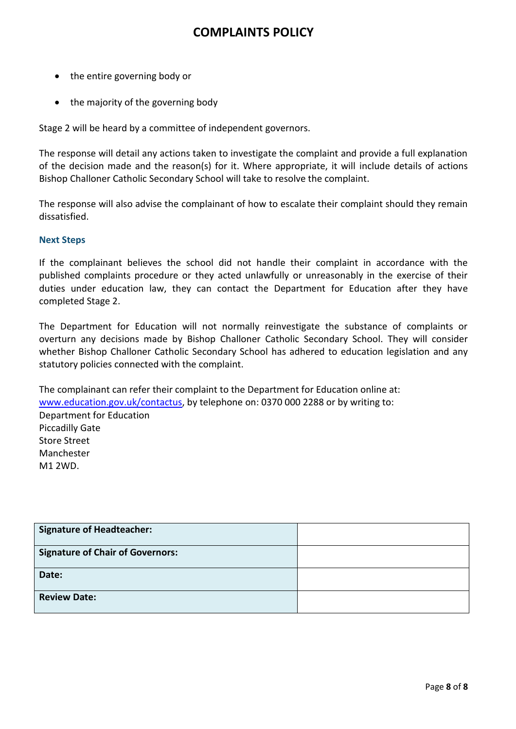- the entire governing body or
- the majority of the governing body

Stage 2 will be heard by a committee of independent governors.

The response will detail any actions taken to investigate the complaint and provide a full explanation of the decision made and the reason(s) for it. Where appropriate, it will include details of actions Bishop Challoner Catholic Secondary School will take to resolve the complaint.

The response will also advise the complainant of how to escalate their complaint should they remain dissatisfied.

### Next Steps

If the complainant believes the school did not handle their complaint in accordance with the published complaints procedure or they acted unlawfully or unreasonably in the exercise of their duties under education law, they can contact the Department for Education after they have completed Stage 2.

The Department for Education will not normally reinvestigate the substance of complaints or overturn any decisions made by Bishop Challoner Catholic Secondary School. They will consider whether Bishop Challoner Catholic Secondary School has adhered to education legislation and any statutory policies connected with the complaint.

The complainant can refer their complaint to the Department for Education online at: [www.education.gov.uk/contactus](www.education.gov.uk/contactus), by telephone on: 0370 000 2288 or by writing to:
Department for Education
Piccadilly Gate
Store Street
Manchester
M1 2WD.

| | |
|---|---|
| **Signature of Headteacher:** | |
| **Signature of Chair of Governors:** | |
| **Date:** | |
| **Review Date:** | |